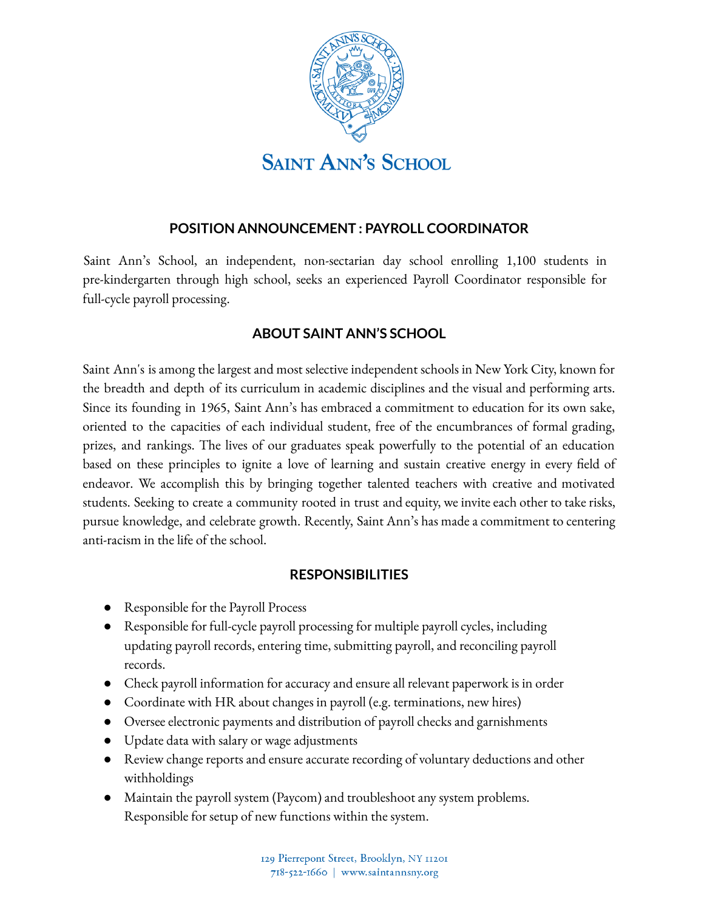# Saint Ann's School

## POSITION ANNOUNCEMENT : PAYROLL COORDINATOR

Saint Ann's School, an independent, non-sectarian day school enrolling 1,100 students in pre-kindergarten through high school, seeks an experienced Payroll Coordinator responsible for full-cycle payroll processing.

## ABOUT SAINT ANN'S SCHOOL

Saint Ann's is among the largest and most selective independent schools in New York City, known for the breadth and depth of its curriculum in academic disciplines and the visual and performing arts. Since its founding in 1965, Saint Ann's has embraced a commitment to education for its own sake, oriented to the capacities of each individual student, free of the encumbrances of formal grading, prizes, and rankings. The lives of our graduates speak powerfully to the potential of an education based on these principles to ignite a love of learning and sustain creative energy in every field of endeavor. We accomplish this by bringing together talented teachers with creative and motivated students. Seeking to create a community rooted in trust and equity, we invite each other to take risks, pursue knowledge, and celebrate growth. Recently, Saint Ann's has made a commitment to centering anti-racism in the life of the school.

## RESPONSIBILITIES

- Responsible for the Payroll Process
- Responsible for full-cycle payroll processing for multiple payroll cycles, including updating payroll records, entering time, submitting payroll, and reconciling payroll records.
- Check payroll information for accuracy and ensure all relevant paperwork is in order
- Coordinate with HR about changes in payroll (e.g. terminations, new hires)
- Oversee electronic payments and distribution of payroll checks and garnishments
- Update data with salary or wage adjustments
- Review change reports and ensure accurate recording of voluntary deductions and other withholdings
- Maintain the payroll system (Paycom) and troubleshoot any system problems. Responsible for setup of new functions within the system.

129 Pierrepont Street, Brooklyn, NY 11201
718-522-1660 | www.saintannsny.org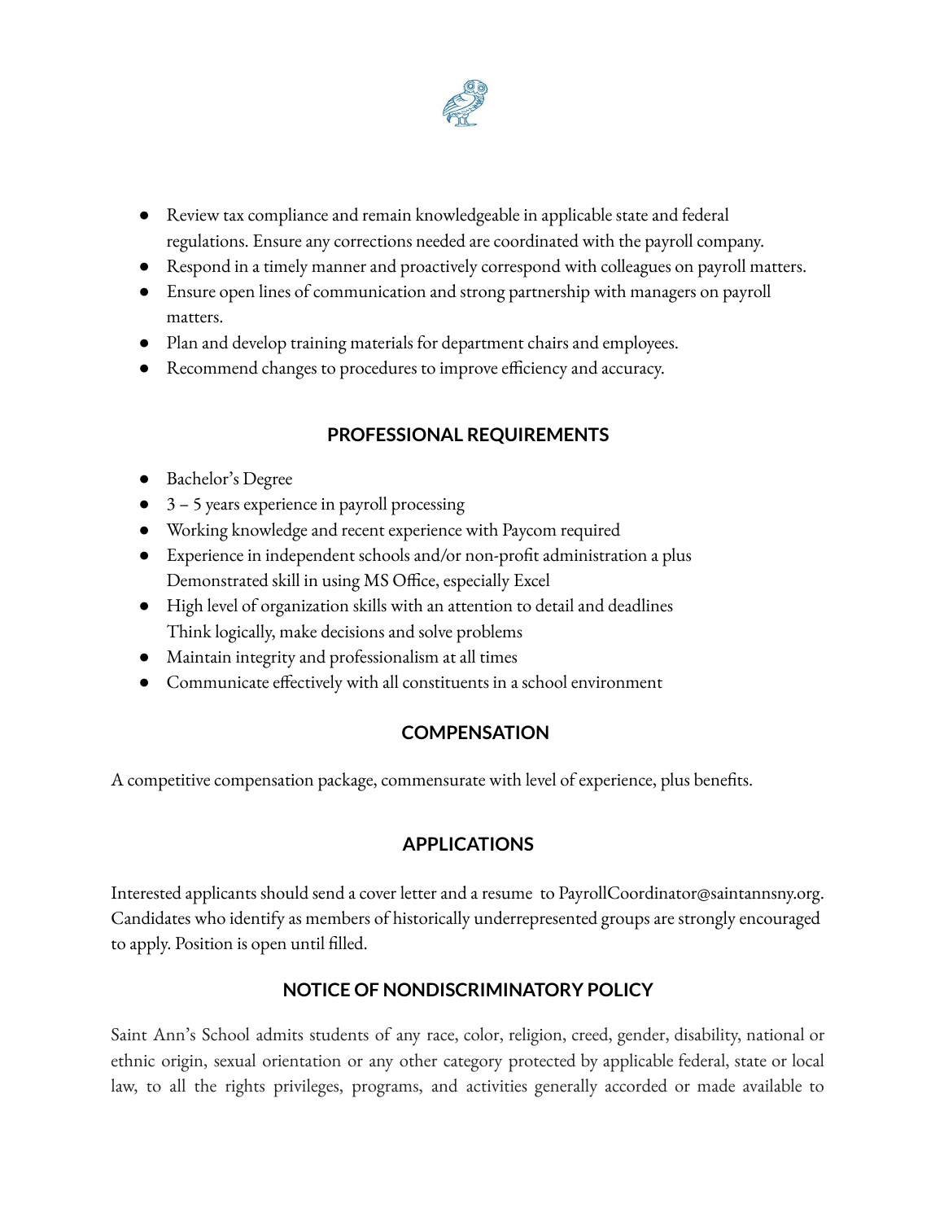- Review tax compliance and remain knowledgeable in applicable state and federal regulations. Ensure any corrections needed are coordinated with the payroll company.
- Respond in a timely manner and proactively correspond with colleagues on payroll matters.
- Ensure open lines of communication and strong partnership with managers on payroll matters.
- Plan and develop training materials for department chairs and employees.
- Recommend changes to procedures to improve efficiency and accuracy.

## PROFESSIONAL REQUIREMENTS

- Bachelor's Degree
- 3 – 5 years experience in payroll processing
- Working knowledge and recent experience with Paycom required
- Experience in independent schools and/or non-profit administration a plus
  Demonstrated skill in using MS Office, especially Excel
- High level of organization skills with an attention to detail and deadlines
  Think logically, make decisions and solve problems
- Maintain integrity and professionalism at all times
- Communicate effectively with all constituents in a school environment

## COMPENSATION

A competitive compensation package, commensurate with level of experience, plus benefits.

## APPLICATIONS

Interested applicants should send a cover letter and a resume to PayrollCoordinator@saintannsny.org. Candidates who identify as members of historically underrepresented groups are strongly encouraged to apply. Position is open until filled.

## NOTICE OF NONDISCRIMINATORY POLICY

Saint Ann's School admits students of any race, color, religion, creed, gender, disability, national or ethnic origin, sexual orientation or any other category protected by applicable federal, state or local law, to all the rights privileges, programs, and activities generally accorded or made available to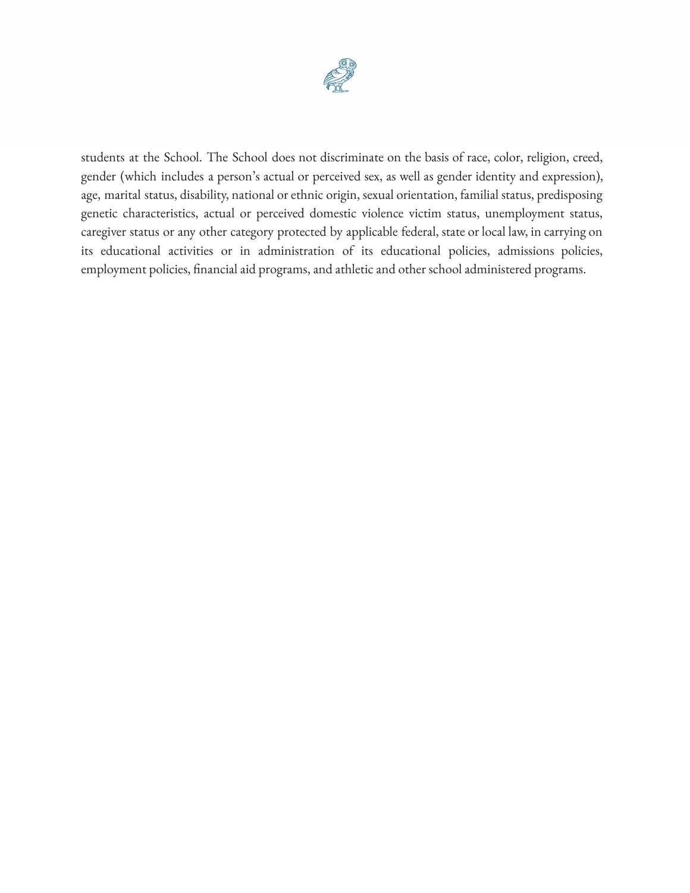students at the School. The School does not discriminate on the basis of race, color, religion, creed, gender (which includes a person's actual or perceived sex, as well as gender identity and expression), age, marital status, disability, national or ethnic origin, sexual orientation, familial status, predisposing genetic characteristics, actual or perceived domestic violence victim status, unemployment status, caregiver status or any other category protected by applicable federal, state or local law, in carrying on its educational activities or in administration of its educational policies, admissions policies, employment policies, financial aid programs, and athletic and other school administered programs.